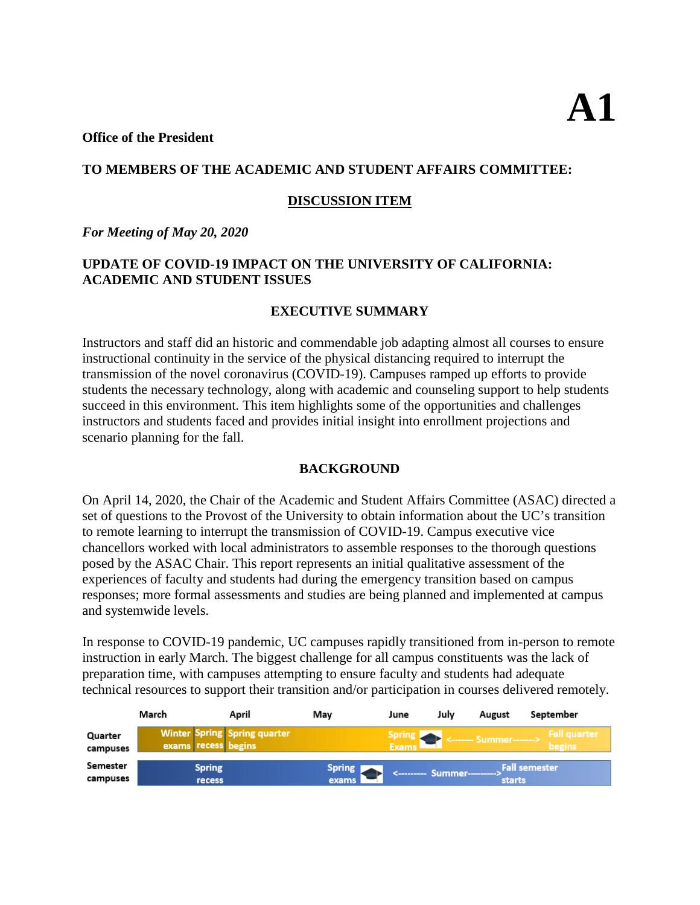# A1

**Office of the President**

**TO MEMBERS OF THE ACADEMIC AND STUDENT AFFAIRS COMMITTEE:**

**DISCUSSION ITEM**

***For Meeting of May 20, 2020***

## UPDATE OF COVID-19 IMPACT ON THE UNIVERSITY OF CALIFORNIA: ACADEMIC AND STUDENT ISSUES

### EXECUTIVE SUMMARY

Instructors and staff did an historic and commendable job adapting almost all courses to ensure instructional continuity in the service of the physical distancing required to interrupt the transmission of the novel coronavirus (COVID-19). Campuses ramped up efforts to provide students the necessary technology, along with academic and counseling support to help students succeed in this environment. This item highlights some of the opportunities and challenges instructors and students faced and provides initial insight into enrollment projections and scenario planning for the fall.

### BACKGROUND

On April 14, 2020, the Chair of the Academic and Student Affairs Committee (ASAC) directed a set of questions to the Provost of the University to obtain information about the UC's transition to remote learning to interrupt the transmission of COVID-19. Campus executive vice chancellors worked with local administrators to assemble responses to the thorough questions posed by the ASAC Chair. This report represents an initial qualitative assessment of the experiences of faculty and students had during the emergency transition based on campus responses; more formal assessments and studies are being planned and implemented at campus and systemwide levels.

In response to COVID-19 pandemic, UC campuses rapidly transitioned from in-person to remote instruction in early March. The biggest challenge for all campus constituents was the lack of preparation time, with campuses attempting to ensure faculty and students had adequate technical resources to support their transition and/or participation in courses delivered remotely.

| | March | April | May | June | July | August | September |
|---|---|---|---|---|---|---|---|
| Quarter campuses | Winter exams; Spring recess | Spring quarter begins | | Spring Exams | <------- Summer -------> | | Fall quarter begins |
| Semester campuses | | Spring recess | Spring exams | <--------- Summer | | ---------> Fall semester starts | |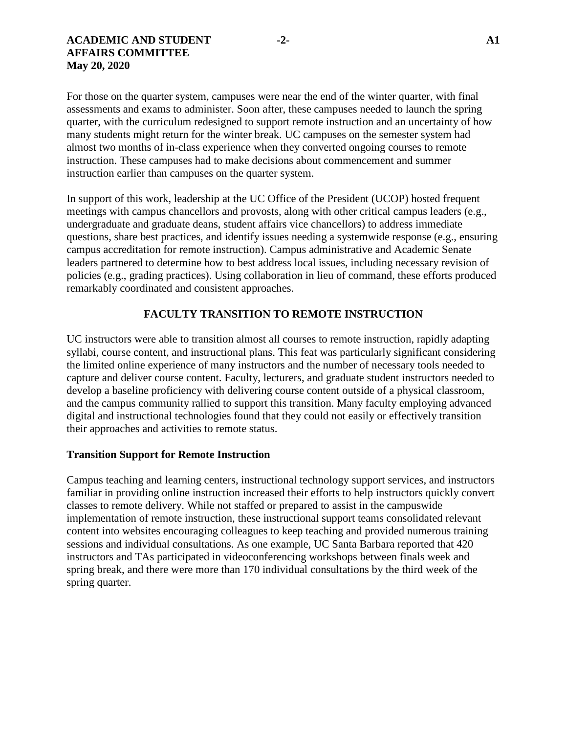For those on the quarter system, campuses were near the end of the winter quarter, with final assessments and exams to administer. Soon after, these campuses needed to launch the spring quarter, with the curriculum redesigned to support remote instruction and an uncertainty of how many students might return for the winter break. UC campuses on the semester system had almost two months of in-class experience when they converted ongoing courses to remote instruction. These campuses had to make decisions about commencement and summer instruction earlier than campuses on the quarter system.

In support of this work, leadership at the UC Office of the President (UCOP) hosted frequent meetings with campus chancellors and provosts, along with other critical campus leaders (e.g., undergraduate and graduate deans, student affairs vice chancellors) to address immediate questions, share best practices, and identify issues needing a systemwide response (e.g., ensuring campus accreditation for remote instruction). Campus administrative and Academic Senate leaders partnered to determine how to best address local issues, including necessary revision of policies (e.g., grading practices). Using collaboration in lieu of command, these efforts produced remarkably coordinated and consistent approaches.

## FACULTY TRANSITION TO REMOTE INSTRUCTION

UC instructors were able to transition almost all courses to remote instruction, rapidly adapting syllabi, course content, and instructional plans. This feat was particularly significant considering the limited online experience of many instructors and the number of necessary tools needed to capture and deliver course content. Faculty, lecturers, and graduate student instructors needed to develop a baseline proficiency with delivering course content outside of a physical classroom, and the campus community rallied to support this transition. Many faculty employing advanced digital and instructional technologies found that they could not easily or effectively transition their approaches and activities to remote status.

### Transition Support for Remote Instruction

Campus teaching and learning centers, instructional technology support services, and instructors familiar in providing online instruction increased their efforts to help instructors quickly convert classes to remote delivery. While not staffed or prepared to assist in the campuswide implementation of remote instruction, these instructional support teams consolidated relevant content into websites encouraging colleagues to keep teaching and provided numerous training sessions and individual consultations. As one example, UC Santa Barbara reported that 420 instructors and TAs participated in videoconferencing workshops between finals week and spring break, and there were more than 170 individual consultations by the third week of the spring quarter.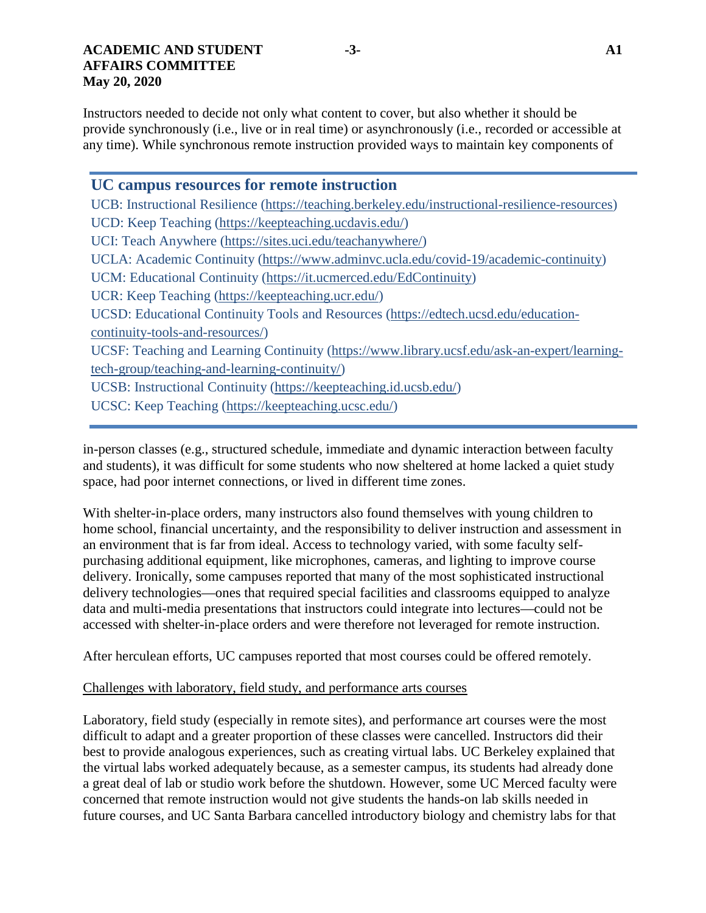Instructors needed to decide not only what content to cover, but also whether it should be provide synchronously (i.e., live or in real time) or asynchronously (i.e., recorded or accessible at any time). While synchronous remote instruction provided ways to maintain key components of in-person classes (e.g., structured schedule, immediate and dynamic interaction between faculty and students), it was difficult for some students who now sheltered at home lacked a quiet study space, had poor internet connections, or lived in different time zones.

---

### UC campus resources for remote instruction

UCB: Instructional Resilience (https://teaching.berkeley.edu/instructional-resilience-resources)
UCD: Keep Teaching (https://keepteaching.ucdavis.edu/)
UCI: Teach Anywhere (https://sites.uci.edu/teachanywhere/)
UCLA: Academic Continuity (https://www.adminvc.ucla.edu/covid-19/academic-continuity)
UCM: Educational Continuity (https://it.ucmerced.edu/EdContinuity)
UCR: Keep Teaching (https://keepteaching.ucr.edu/)
UCSD: Educational Continuity Tools and Resources (https://edtech.ucsd.edu/education-continuity-tools-and-resources/)
UCSF: Teaching and Learning Continuity (https://www.library.ucsf.edu/ask-an-expert/learning-tech-group/teaching-and-learning-continuity/)
UCSB: Instructional Continuity (https://keepteaching.id.ucsb.edu/)
UCSC: Keep Teaching (https://keepteaching.ucsc.edu/)

---

With shelter-in-place orders, many instructors also found themselves with young children to home school, financial uncertainty, and the responsibility to deliver instruction and assessment in an environment that is far from ideal. Access to technology varied, with some faculty self-purchasing additional equipment, like microphones, cameras, and lighting to improve course delivery. Ironically, some campuses reported that many of the most sophisticated instructional delivery technologies—ones that required special facilities and classrooms equipped to analyze data and multi-media presentations that instructors could integrate into lectures—could not be accessed with shelter-in-place orders and were therefore not leveraged for remote instruction.

After herculean efforts, UC campuses reported that most courses could be offered remotely.

<u>Challenges with laboratory, field study, and performance arts courses</u>

Laboratory, field study (especially in remote sites), and performance art courses were the most difficult to adapt and a greater proportion of these classes were cancelled. Instructors did their best to provide analogous experiences, such as creating virtual labs. UC Berkeley explained that the virtual labs worked adequately because, as a semester campus, its students had already done a great deal of lab or studio work before the shutdown. However, some UC Merced faculty were concerned that remote instruction would not give students the hands-on lab skills needed in future courses, and UC Santa Barbara cancelled introductory biology and chemistry labs for that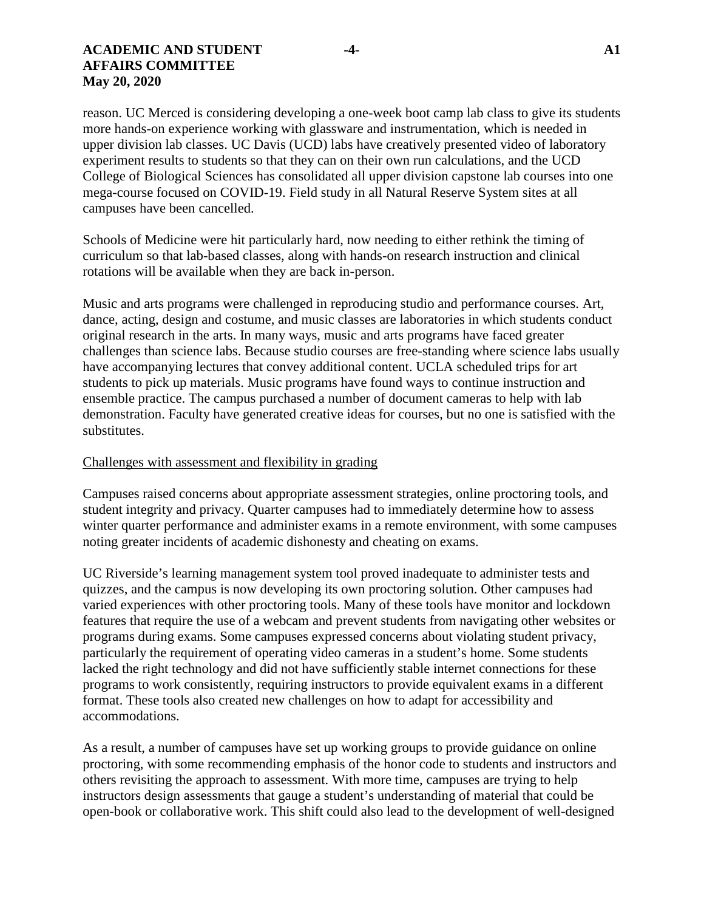reason. UC Merced is considering developing a one-week boot camp lab class to give its students more hands-on experience working with glassware and instrumentation, which is needed in upper division lab classes. UC Davis (UCD) labs have creatively presented video of laboratory experiment results to students so that they can on their own run calculations, and the UCD College of Biological Sciences has consolidated all upper division capstone lab courses into one mega-course focused on COVID-19. Field study in all Natural Reserve System sites at all campuses have been cancelled.

Schools of Medicine were hit particularly hard, now needing to either rethink the timing of curriculum so that lab-based classes, along with hands-on research instruction and clinical rotations will be available when they are back in-person.

Music and arts programs were challenged in reproducing studio and performance courses. Art, dance, acting, design and costume, and music classes are laboratories in which students conduct original research in the arts. In many ways, music and arts programs have faced greater challenges than science labs. Because studio courses are free-standing where science labs usually have accompanying lectures that convey additional content. UCLA scheduled trips for art students to pick up materials. Music programs have found ways to continue instruction and ensemble practice. The campus purchased a number of document cameras to help with lab demonstration. Faculty have generated creative ideas for courses, but no one is satisfied with the substitutes.

<u>Challenges with assessment and flexibility in grading</u>

Campuses raised concerns about appropriate assessment strategies, online proctoring tools, and student integrity and privacy. Quarter campuses had to immediately determine how to assess winter quarter performance and administer exams in a remote environment, with some campuses noting greater incidents of academic dishonesty and cheating on exams.

UC Riverside's learning management system tool proved inadequate to administer tests and quizzes, and the campus is now developing its own proctoring solution. Other campuses had varied experiences with other proctoring tools. Many of these tools have monitor and lockdown features that require the use of a webcam and prevent students from navigating other websites or programs during exams. Some campuses expressed concerns about violating student privacy, particularly the requirement of operating video cameras in a student's home. Some students lacked the right technology and did not have sufficiently stable internet connections for these programs to work consistently, requiring instructors to provide equivalent exams in a different format. These tools also created new challenges on how to adapt for accessibility and accommodations.

As a result, a number of campuses have set up working groups to provide guidance on online proctoring, with some recommending emphasis of the honor code to students and instructors and others revisiting the approach to assessment. With more time, campuses are trying to help instructors design assessments that gauge a student's understanding of material that could be open-book or collaborative work. This shift could also lead to the development of well-designed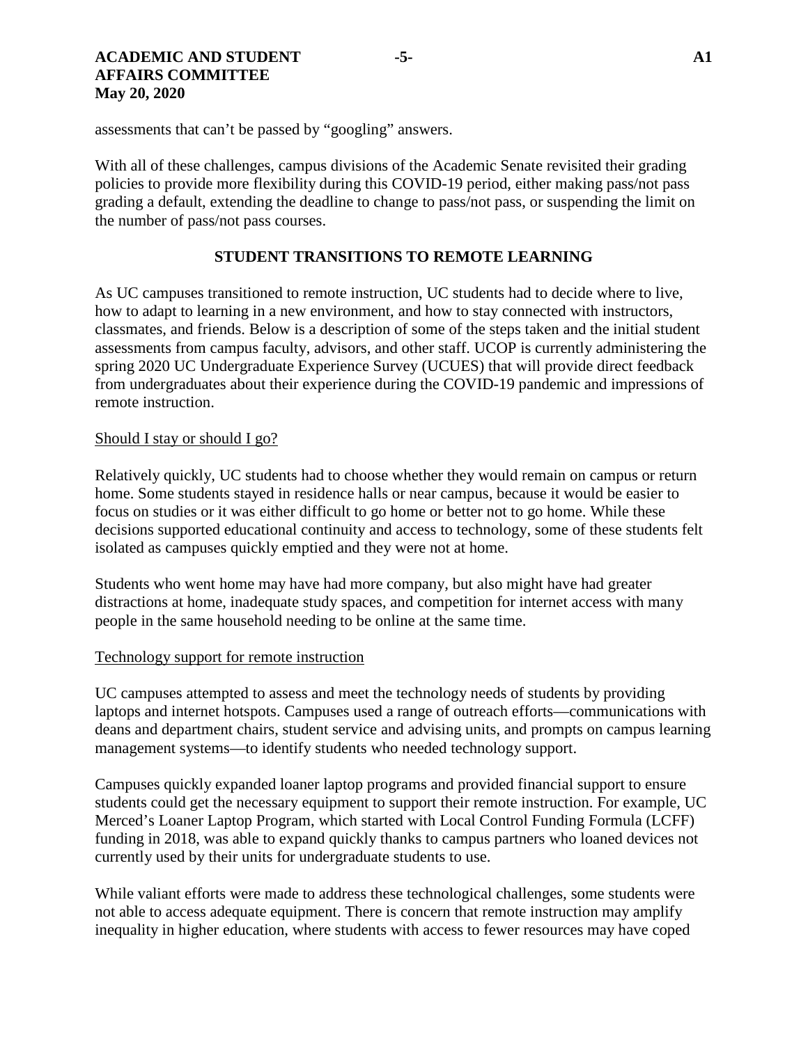assessments that can't be passed by "googling" answers.

With all of these challenges, campus divisions of the Academic Senate revisited their grading policies to provide more flexibility during this COVID-19 period, either making pass/not pass grading a default, extending the deadline to change to pass/not pass, or suspending the limit on the number of pass/not pass courses.

## STUDENT TRANSITIONS TO REMOTE LEARNING

As UC campuses transitioned to remote instruction, UC students had to decide where to live, how to adapt to learning in a new environment, and how to stay connected with instructors, classmates, and friends. Below is a description of some of the steps taken and the initial student assessments from campus faculty, advisors, and other staff. UCOP is currently administering the spring 2020 UC Undergraduate Experience Survey (UCUES) that will provide direct feedback from undergraduates about their experience during the COVID-19 pandemic and impressions of remote instruction.

### Should I stay or should I go?

Relatively quickly, UC students had to choose whether they would remain on campus or return home. Some students stayed in residence halls or near campus, because it would be easier to focus on studies or it was either difficult to go home or better not to go home. While these decisions supported educational continuity and access to technology, some of these students felt isolated as campuses quickly emptied and they were not at home.

Students who went home may have had more company, but also might have had greater distractions at home, inadequate study spaces, and competition for internet access with many people in the same household needing to be online at the same time.

### Technology support for remote instruction

UC campuses attempted to assess and meet the technology needs of students by providing laptops and internet hotspots. Campuses used a range of outreach efforts—communications with deans and department chairs, student service and advising units, and prompts on campus learning management systems—to identify students who needed technology support.

Campuses quickly expanded loaner laptop programs and provided financial support to ensure students could get the necessary equipment to support their remote instruction. For example, UC Merced's Loaner Laptop Program, which started with Local Control Funding Formula (LCFF) funding in 2018, was able to expand quickly thanks to campus partners who loaned devices not currently used by their units for undergraduate students to use.

While valiant efforts were made to address these technological challenges, some students were not able to access adequate equipment. There is concern that remote instruction may amplify inequality in higher education, where students with access to fewer resources may have coped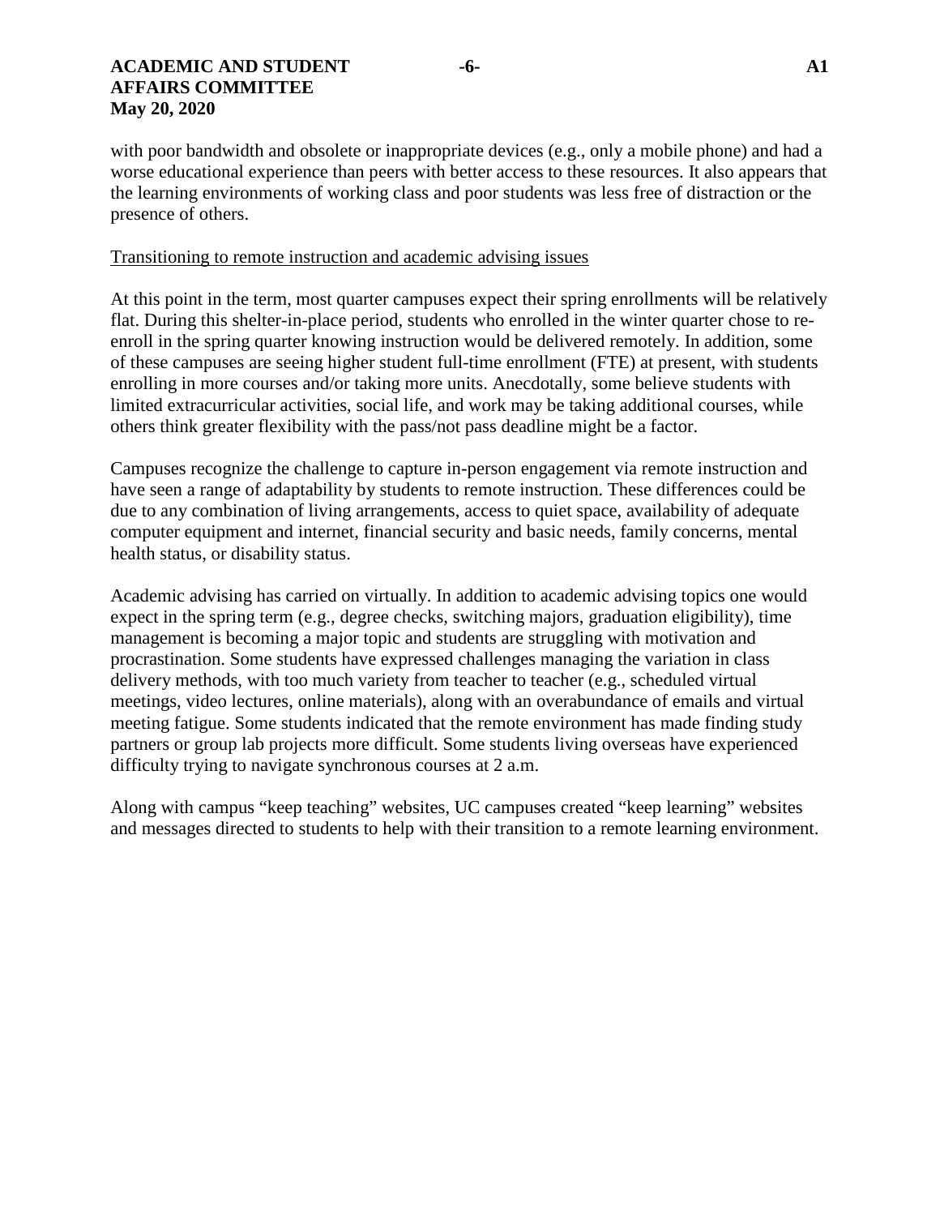with poor bandwidth and obsolete or inappropriate devices (e.g., only a mobile phone) and had a worse educational experience than peers with better access to these resources. It also appears that the learning environments of working class and poor students was less free of distraction or the presence of others.

Transitioning to remote instruction and academic advising issues

At this point in the term, most quarter campuses expect their spring enrollments will be relatively flat. During this shelter-in-place period, students who enrolled in the winter quarter chose to re-enroll in the spring quarter knowing instruction would be delivered remotely. In addition, some of these campuses are seeing higher student full-time enrollment (FTE) at present, with students enrolling in more courses and/or taking more units. Anecdotally, some believe students with limited extracurricular activities, social life, and work may be taking additional courses, while others think greater flexibility with the pass/not pass deadline might be a factor.

Campuses recognize the challenge to capture in-person engagement via remote instruction and have seen a range of adaptability by students to remote instruction. These differences could be due to any combination of living arrangements, access to quiet space, availability of adequate computer equipment and internet, financial security and basic needs, family concerns, mental health status, or disability status.

Academic advising has carried on virtually. In addition to academic advising topics one would expect in the spring term (e.g., degree checks, switching majors, graduation eligibility), time management is becoming a major topic and students are struggling with motivation and procrastination. Some students have expressed challenges managing the variation in class delivery methods, with too much variety from teacher to teacher (e.g., scheduled virtual meetings, video lectures, online materials), along with an overabundance of emails and virtual meeting fatigue. Some students indicated that the remote environment has made finding study partners or group lab projects more difficult. Some students living overseas have experienced difficulty trying to navigate synchronous courses at 2 a.m.

Along with campus "keep teaching" websites, UC campuses created "keep learning" websites and messages directed to students to help with their transition to a remote learning environment.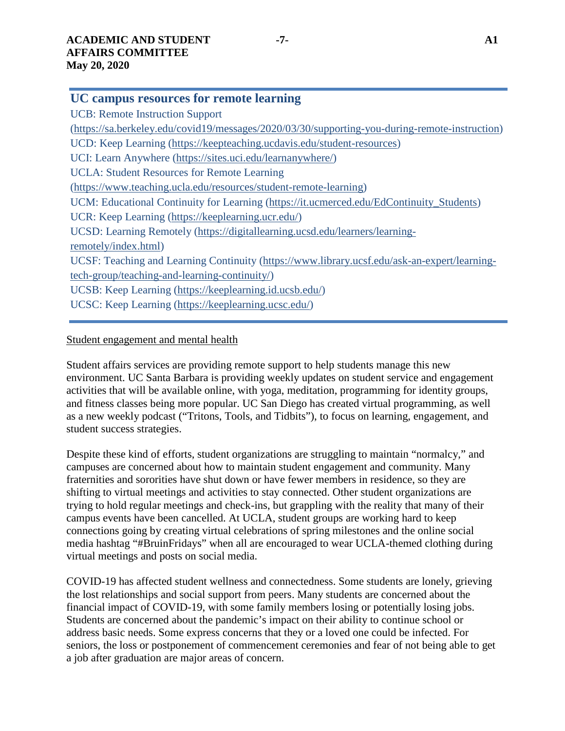## UC campus resources for remote learning

UCB: Remote Instruction Support (https://sa.berkeley.edu/covid19/messages/2020/03/30/supporting-you-during-remote-instruction)
UCD: Keep Learning (https://keepteaching.ucdavis.edu/student-resources)
UCI: Learn Anywhere (https://sites.uci.edu/learnanywhere/)
UCLA: Student Resources for Remote Learning (https://www.teaching.ucla.edu/resources/student-remote-learning)
UCM: Educational Continuity for Learning (https://it.ucmerced.edu/EdContinuity_Students)
UCR: Keep Learning (https://keeplearning.ucr.edu/)
UCSD: Learning Remotely (https://digitallearning.ucsd.edu/learners/learning-remotely/index.html)
UCSF: Teaching and Learning Continuity (https://www.library.ucsf.edu/ask-an-expert/learning-tech-group/teaching-and-learning-continuity/)
UCSB: Keep Learning (https://keeplearning.id.ucsb.edu/)
UCSC: Keep Learning (https://keeplearning.ucsc.edu/)

Student engagement and mental health

Student affairs services are providing remote support to help students manage this new environment. UC Santa Barbara is providing weekly updates on student service and engagement activities that will be available online, with yoga, meditation, programming for identity groups, and fitness classes being more popular. UC San Diego has created virtual programming, as well as a new weekly podcast ("Tritons, Tools, and Tidbits"), to focus on learning, engagement, and student success strategies.

Despite these kind of efforts, student organizations are struggling to maintain "normalcy," and campuses are concerned about how to maintain student engagement and community. Many fraternities and sororities have shut down or have fewer members in residence, so they are shifting to virtual meetings and activities to stay connected. Other student organizations are trying to hold regular meetings and check-ins, but grappling with the reality that many of their campus events have been cancelled. At UCLA, student groups are working hard to keep connections going by creating virtual celebrations of spring milestones and the online social media hashtag "#BruinFridays" when all are encouraged to wear UCLA-themed clothing during virtual meetings and posts on social media.

COVID-19 has affected student wellness and connectedness. Some students are lonely, grieving the lost relationships and social support from peers. Many students are concerned about the financial impact of COVID-19, with some family members losing or potentially losing jobs. Students are concerned about the pandemic's impact on their ability to continue school or address basic needs. Some express concerns that they or a loved one could be infected. For seniors, the loss or postponement of commencement ceremonies and fear of not being able to get a job after graduation are major areas of concern.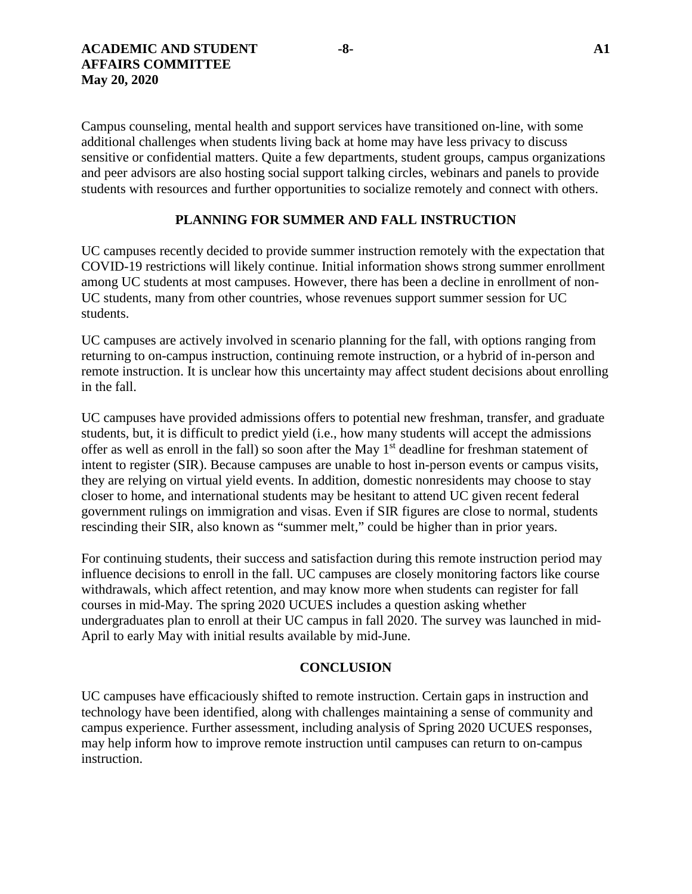Campus counseling, mental health and support services have transitioned on-line, with some additional challenges when students living back at home may have less privacy to discuss sensitive or confidential matters. Quite a few departments, student groups, campus organizations and peer advisors are also hosting social support talking circles, webinars and panels to provide students with resources and further opportunities to socialize remotely and connect with others.

## PLANNING FOR SUMMER AND FALL INSTRUCTION

UC campuses recently decided to provide summer instruction remotely with the expectation that COVID-19 restrictions will likely continue. Initial information shows strong summer enrollment among UC students at most campuses. However, there has been a decline in enrollment of non-UC students, many from other countries, whose revenues support summer session for UC students.

UC campuses are actively involved in scenario planning for the fall, with options ranging from returning to on-campus instruction, continuing remote instruction, or a hybrid of in-person and remote instruction. It is unclear how this uncertainty may affect student decisions about enrolling in the fall.

UC campuses have provided admissions offers to potential new freshman, transfer, and graduate students, but, it is difficult to predict yield (i.e., how many students will accept the admissions offer as well as enroll in the fall) so soon after the May 1st deadline for freshman statement of intent to register (SIR). Because campuses are unable to host in-person events or campus visits, they are relying on virtual yield events. In addition, domestic nonresidents may choose to stay closer to home, and international students may be hesitant to attend UC given recent federal government rulings on immigration and visas. Even if SIR figures are close to normal, students rescinding their SIR, also known as "summer melt," could be higher than in prior years.

For continuing students, their success and satisfaction during this remote instruction period may influence decisions to enroll in the fall. UC campuses are closely monitoring factors like course withdrawals, which affect retention, and may know more when students can register for fall courses in mid-May. The spring 2020 UCUES includes a question asking whether undergraduates plan to enroll at their UC campus in fall 2020. The survey was launched in mid-April to early May with initial results available by mid-June.

## CONCLUSION

UC campuses have efficaciously shifted to remote instruction. Certain gaps in instruction and technology have been identified, along with challenges maintaining a sense of community and campus experience. Further assessment, including analysis of Spring 2020 UCUES responses, may help inform how to improve remote instruction until campuses can return to on-campus instruction.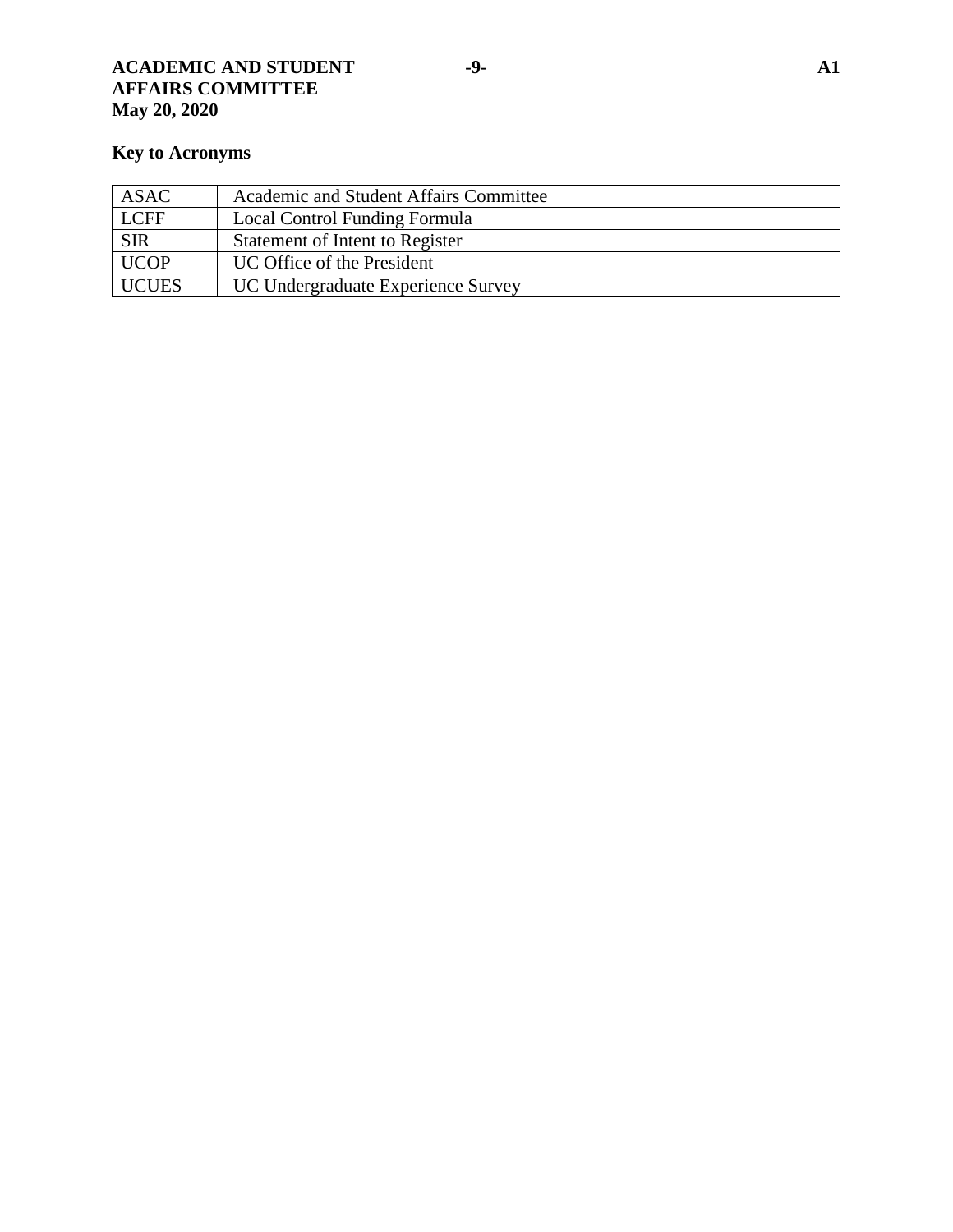## Key to Acronyms

| | |
|---|---|
| ASAC | Academic and Student Affairs Committee |
| LCFF | Local Control Funding Formula |
| SIR | Statement of Intent to Register |
| UCOP | UC Office of the President |
| UCUES | UC Undergraduate Experience Survey |